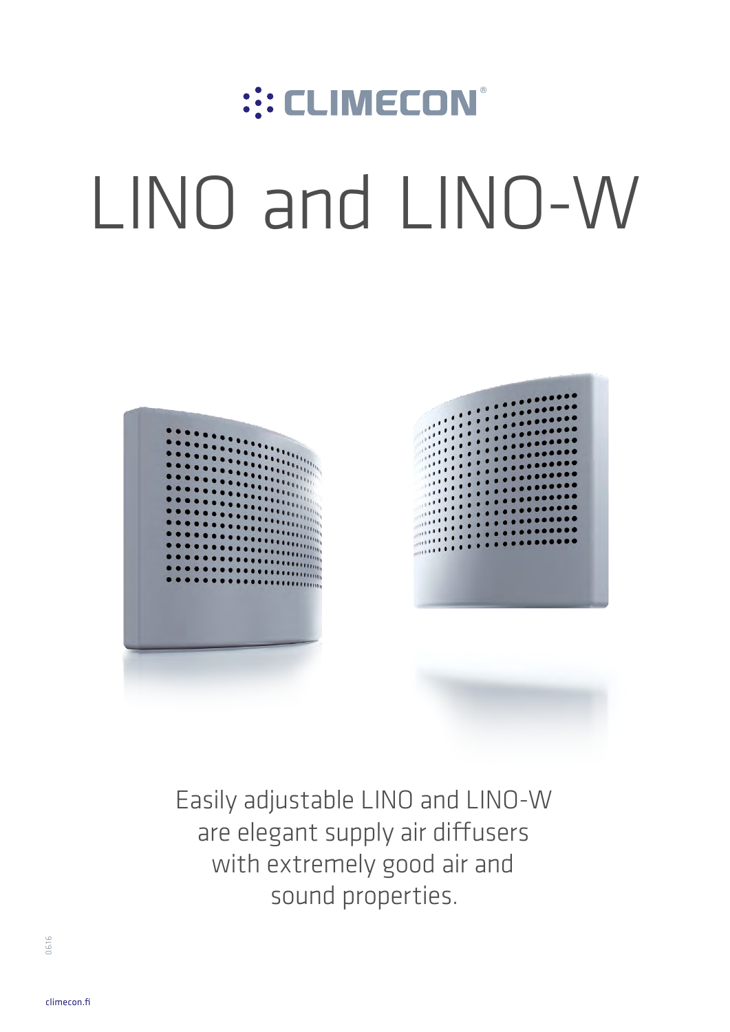CLIMECON®

# LINO and LINO-W

Easily adjustable LINO and LINO-W are elegant supply air diffusers with extremely good air and sound properties.

06.16

climecon.fi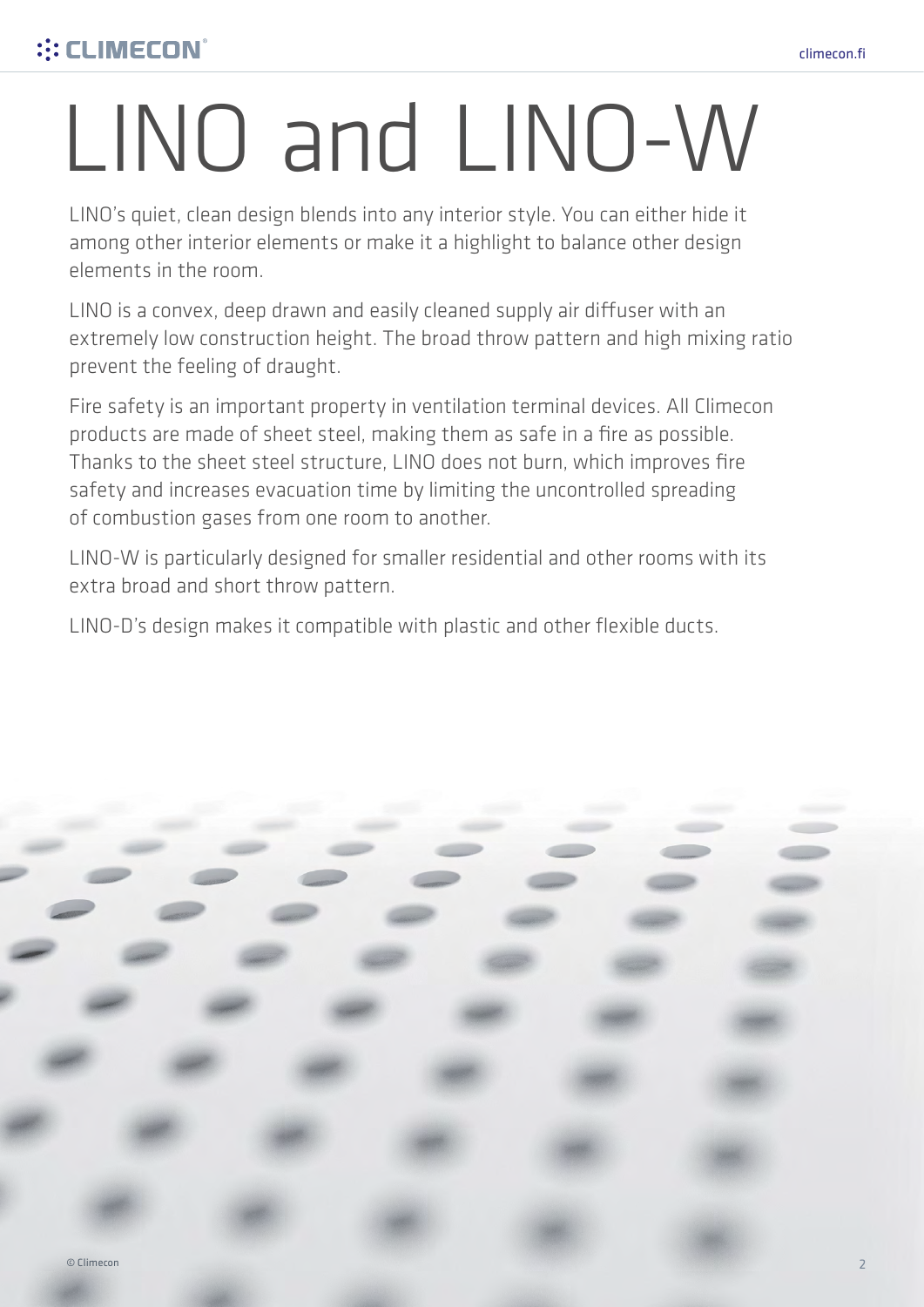# LINO and LINO-W

LINO's quiet, clean design blends into any interior style. You can either hide it among other interior elements or make it a highlight to balance other design elements in the room.

LINO is a convex, deep drawn and easily cleaned supply air diffuser with an extremely low construction height. The broad throw pattern and high mixing ratio prevent the feeling of draught.

Fire safety is an important property in ventilation terminal devices. All Climecon products are made of sheet steel, making them as safe in a fire as possible. Thanks to the sheet steel structure, LINO does not burn, which improves fire safety and increases evacuation time by limiting the uncontrolled spreading of combustion gases from one room to another.

LINO-W is particularly designed for smaller residential and other rooms with its extra broad and short throw pattern.

LINO-D's design makes it compatible with plastic and other flexible ducts.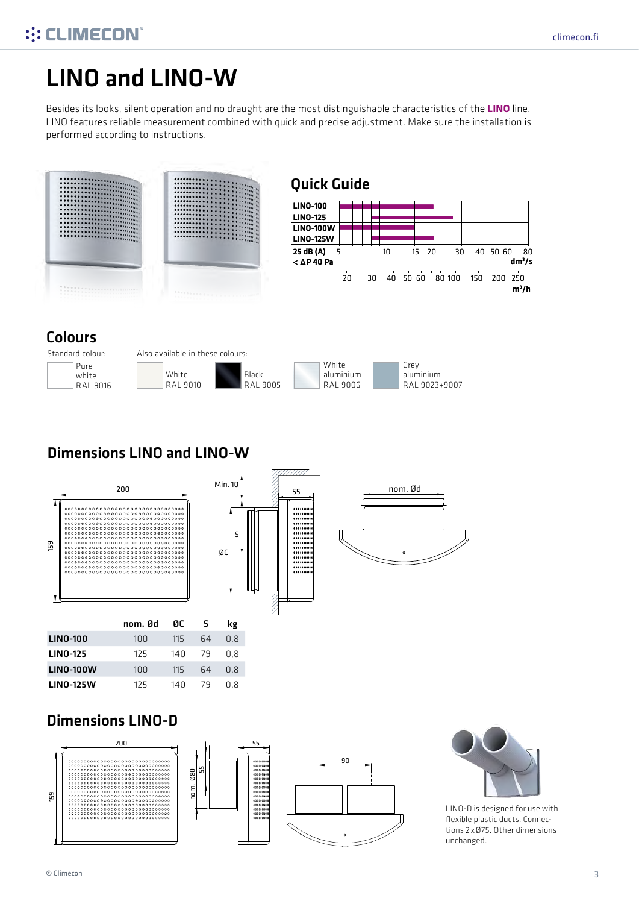# LINO and LINO-W

Besides its looks, silent operation and no draught are the most distinguishable characteristics of the **LINO** line. LINO features reliable measurement combined with quick and precise adjustment. Make sure the installation is performed according to instructions.

## Quick Guide

| | |
|---|---|
| LINO-100 | |
| LINO-125 | |
| LINO-100W | |
| LINO-125W | |
| 25 dB (A) < ΔP 40 Pa | 5 10 15 20 30 40 50 60 80 dm³/s |
| | 20 30 40 50 60 80 100 150 200 250 m³/h |

## Colours

Standard colour:
- Pure white RAL 9016

Also available in these colours:
- White RAL 9010
- Black RAL 9005
- White aluminium RAL 9006
- Grey aluminium RAL 9023+9007

## Dimensions LINO and LINO-W

| | nom. Ød | ØC | S | kg |
|---|---|---|---|---|
| **LINO-100** | 100 | 115 | 64 | 0,8 |
| **LINO-125** | 125 | 140 | 79 | 0,8 |
| **LINO-100W** | 100 | 115 | 64 | 0,8 |
| **LINO-125W** | 125 | 140 | 79 | 0,8 |

## Dimensions LINO-D

LINO-D is designed for use with flexible plastic ducts. Connections 2 x Ø75. Other dimensions unchanged.

© Climecon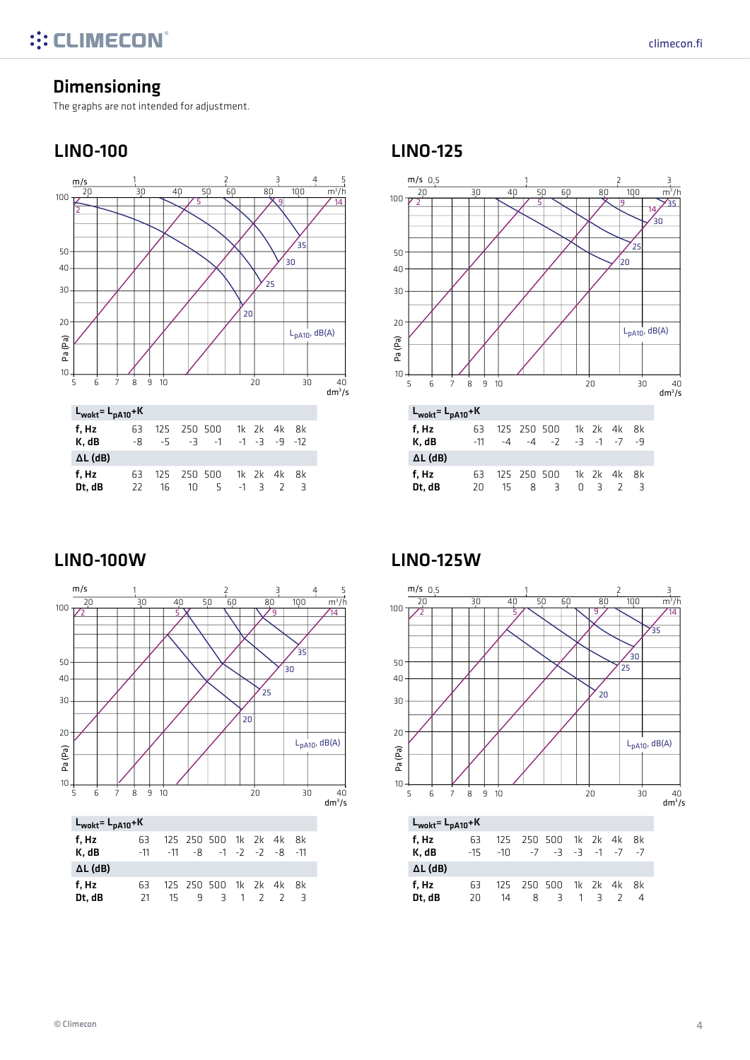# Dimensioning

The graphs are not intended for adjustment.

## LINO-100

| $L_{wokt} = L_{pA10} + K$ | | | | | | | | |
|---|---|---|---|---|---|---|---|---|
| **f, Hz** | 63 | 125 | 250 | 500 | 1k | 2k | 4k | 8k |
| **K, dB** | -8 | -5 | -3 | -1 | -1 | -3 | -9 | -12 |

| **ΔL (dB)** | | | | | | | | |
|---|---|---|---|---|---|---|---|---|
| **f, Hz** | 63 | 125 | 250 | 500 | 1k | 2k | 4k | 8k |
| **Dt, dB** | 22 | 16 | 10 | 5 | -1 | 3 | 2 | 3 |

## LINO-125

| $L_{wokt} = L_{pA10} + K$ | | | | | | | | |
|---|---|---|---|---|---|---|---|---|
| **f, Hz** | 63 | 125 | 250 | 500 | 1k | 2k | 4k | 8k |
| **K, dB** | -11 | -4 | -4 | -2 | -3 | -1 | -7 | -9 |

| **ΔL (dB)** | | | | | | | | |
|---|---|---|---|---|---|---|---|---|
| **f, Hz** | 63 | 125 | 250 | 500 | 1k | 2k | 4k | 8k |
| **Dt, dB** | 20 | 15 | 8 | 3 | 0 | 3 | 2 | 3 |

## LINO-100W

| $L_{wokt} = L_{pA10} + K$ | | | | | | | | |
|---|---|---|---|---|---|---|---|---|
| **f, Hz** | 63 | 125 | 250 | 500 | 1k | 2k | 4k | 8k |
| **K, dB** | -11 | -11 | -8 | -1 | -2 | -2 | -8 | -11 |

| **ΔL (dB)** | | | | | | | | |
|---|---|---|---|---|---|---|---|---|
| **f, Hz** | 63 | 125 | 250 | 500 | 1k | 2k | 4k | 8k |
| **Dt, dB** | 21 | 15 | 9 | 3 | 1 | 2 | 2 | 3 |

## LINO-125W

| $L_{wokt} = L_{pA10} + K$ | | | | | | | | |
|---|---|---|---|---|---|---|---|---|
| **f, Hz** | 63 | 125 | 250 | 500 | 1k | 2k | 4k | 8k |
| **K, dB** | -15 | -10 | -7 | -3 | -3 | -1 | -7 | -7 |

| **ΔL (dB)** | | | | | | | | |
|---|---|---|---|---|---|---|---|---|
| **f, Hz** | 63 | 125 | 250 | 500 | 1k | 2k | 4k | 8k |
| **Dt, dB** | 20 | 14 | 8 | 3 | 1 | 3 | 2 | 4 |

© Climecon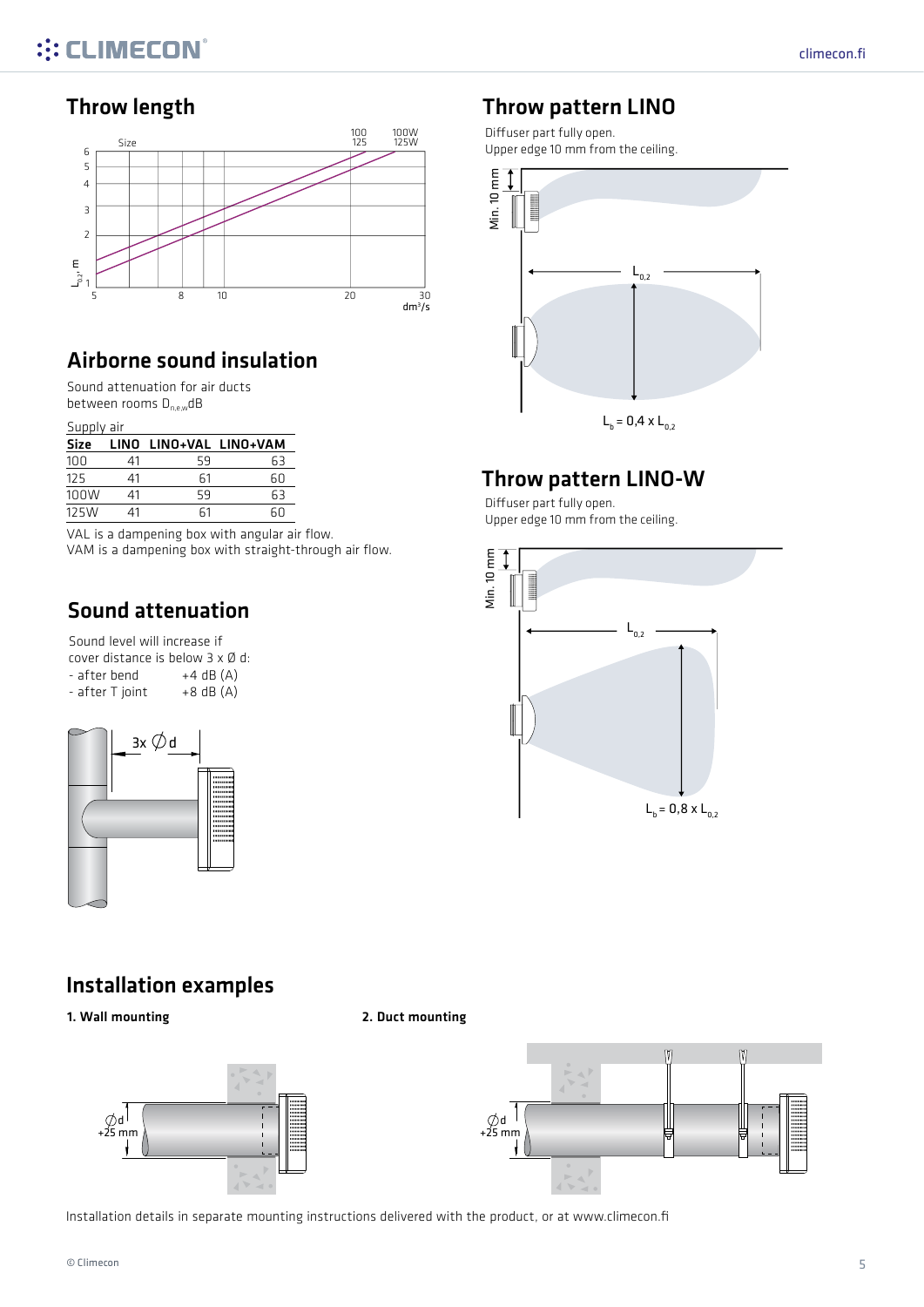## Throw length

Size

100 125

100W 125W

6
5
4
3
2
1

$L_{0,2}$, m

5
8
10
20
30
dm³/s

## Airborne sound insulation

Sound attenuation for air ducts between rooms $D_{n,e,w}$dB

Supply air

| Size | LINO | LINO+VAL | LINO+VAM |
|---|---|---|---|
| 100 | 41 | 59 | 63 |
| 125 | 41 | 61 | 60 |
| 100W | 41 | 59 | 63 |
| 125W | 41 | 61 | 60 |

VAL is a dampening box with angular air flow.
VAM is a dampening box with straight-through air flow.

## Sound attenuation

Sound level will increase if cover distance is below 3 x Ø d:

- after bend +4 dB (A)
- after T joint +8 dB (A)

3x Ø d

## Throw pattern LINO

Diffuser part fully open.
Upper edge 10 mm from the ceiling.

Min. 10 mm

$L_{0,2}$

$L_b = 0{,}4 \times L_{0,2}$

## Throw pattern LINO-W

Diffuser part fully open.
Upper edge 10 mm from the ceiling.

Min. 10 mm

$L_{0,2}$

$L_b = 0{,}8 \times L_{0,2}$

## Installation examples

**1. Wall mounting**

Ø d
+25 mm

**2. Duct mounting**

Ø d
+25 mm

Installation details in separate mounting instructions delivered with the product, or at www.climecon.fi